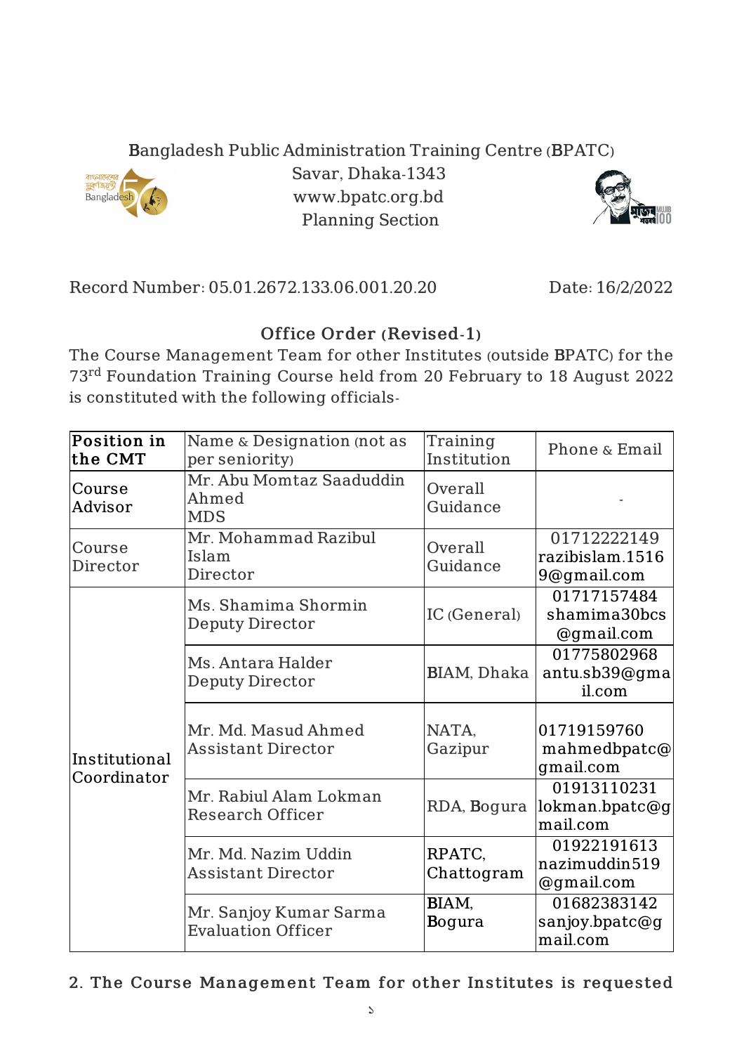Bangladesh Public Administration Training Centre (BPATC)

Savar, Dhaka-1343

www.bpatc.org.bd

Planning Section

Record Number: 05.01.2672.133.06.001.20.20 Date: 16/2/2022

## Office Order (Revised-1)

The Course Management Team for other Institutes (outside BPATC) for the 73rd Foundation Training Course held from 20 February to 18 August 2022 is constituted with the following officials-

| Position in the CMT | Name & Designation (not as per seniority) | Training Institution | Phone & Email |
|---|---|---|---|
| Course Advisor | Mr. Abu Momtaz Saaduddin Ahmed MDS | Overall Guidance | - |
| Course Director | Mr. Mohammad Razibul Islam Director | Overall Guidance | 01712222149 razibislam.15169@gmail.com |
| Institutional Coordinator | Ms. Shamima Shormin Deputy Director | IC (General) | 01717157484 shamima30bcs@gmail.com |
| | Ms. Antara Halder Deputy Director | BIAM, Dhaka | 01775802968 antu.sb39@gmail.com |
| | Mr. Md. Masud Ahmed Assistant Director | NATA, Gazipur | 01719159760 mahmedbpatc@gmail.com |
| | Mr. Rabiul Alam Lokman Research Officer | RDA, Bogura | 01913110231 lokman.bpatc@gmail.com |
| | Mr. Md. Nazim Uddin Assistant Director | RPATC, Chattogram | 01922191613 nazimuddin519@gmail.com |
| | Mr. Sanjoy Kumar Sarma Evaluation Officer | BIAM, Bogura | 01682383142 sanjoy.bpatc@gmail.com |

2. The Course Management Team for other Institutes is requested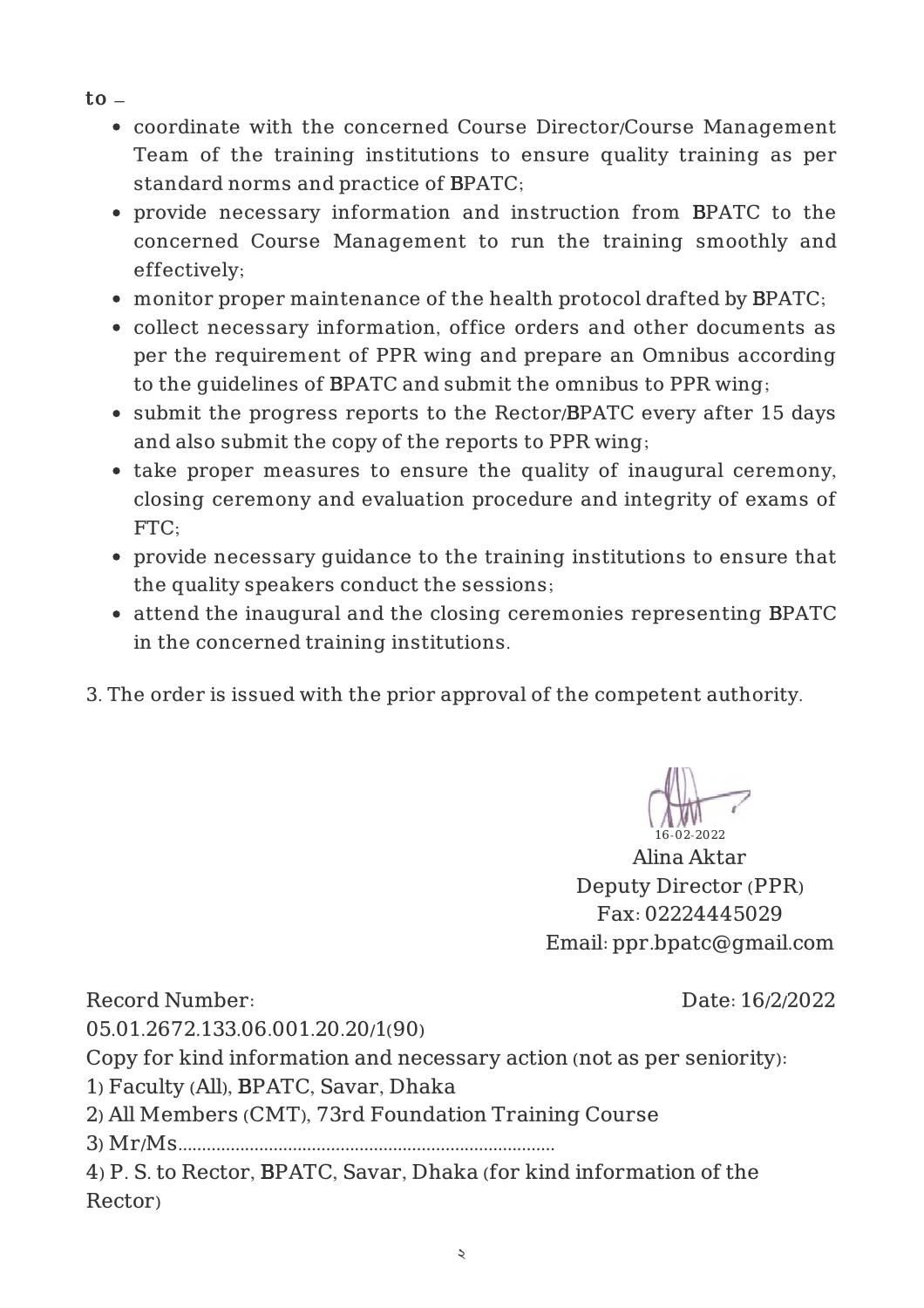to –

- coordinate with the concerned Course Director/Course Management Team of the training institutions to ensure quality training as per standard norms and practice of BPATC;
- provide necessary information and instruction from BPATC to the concerned Course Management to run the training smoothly and effectively;
- monitor proper maintenance of the health protocol drafted by BPATC;
- collect necessary information, office orders and other documents as per the requirement of PPR wing and prepare an Omnibus according to the guidelines of BPATC and submit the omnibus to PPR wing;
- submit the progress reports to the Rector/BPATC every after 15 days and also submit the copy of the reports to PPR wing;
- take proper measures to ensure the quality of inaugural ceremony, closing ceremony and evaluation procedure and integrity of exams of FTC;
- provide necessary guidance to the training institutions to ensure that the quality speakers conduct the sessions;
- attend the inaugural and the closing ceremonies representing BPATC in the concerned training institutions.

3. The order is issued with the prior approval of the competent authority.

16-02-2022
Alina Aktar
Deputy Director (PPR)
Fax: 02224445029
Email: ppr.bpatc@gmail.com

Record Number: 05.01.2672.133.06.001.20.20/1(90)

Date: 16/2/2022

Copy for kind information and necessary action (not as per seniority):

1) Faculty (All), BPATC, Savar, Dhaka
2) All Members (CMT), 73rd Foundation Training Course
3) Mr/Ms..............................................................................
4) P. S. to Rector, BPATC, Savar, Dhaka (for kind information of the Rector)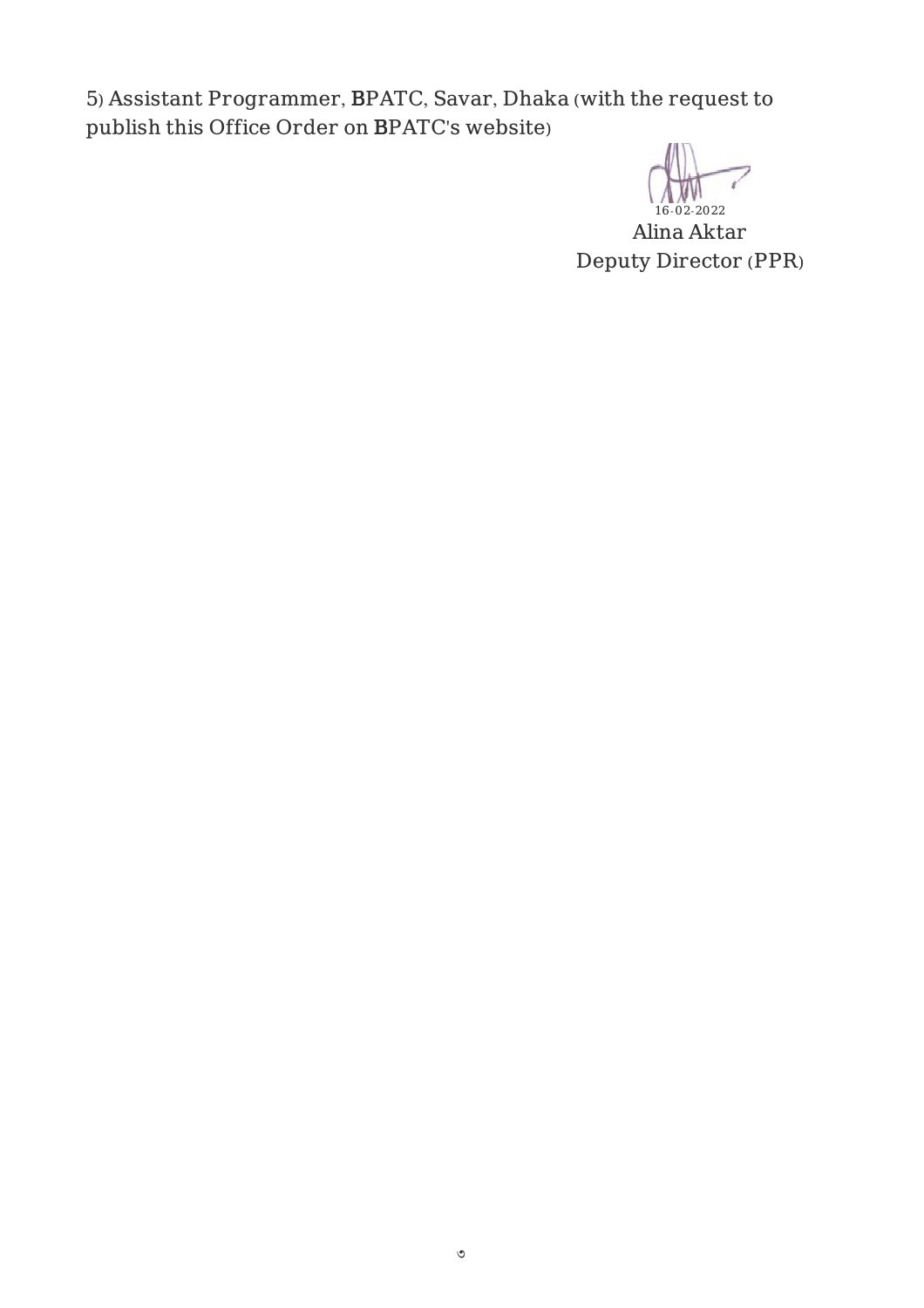5) Assistant Programmer, BPATC, Savar, Dhaka (with the request to publish this Office Order on BPATC's website)

16-02-2022

Alina Aktar

Deputy Director (PPR)